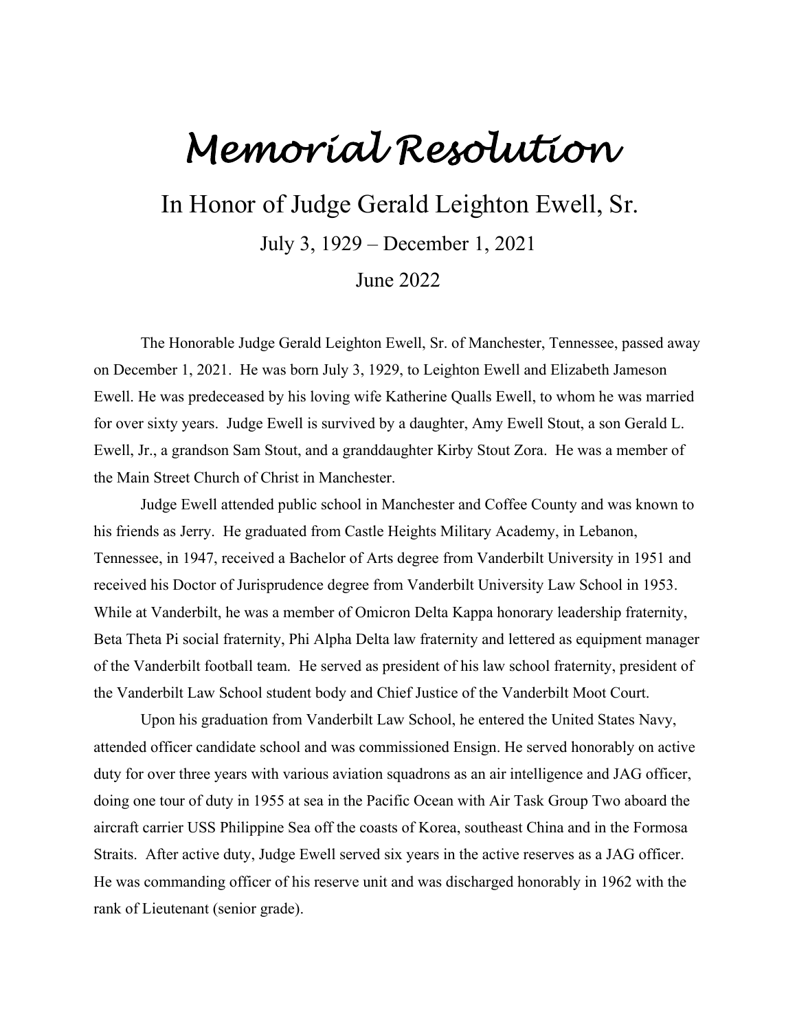# *Memorial Resolution*

## In Honor of Judge Gerald Leighton Ewell, Sr.

July 3, 1929 – December 1, 2021

June 2022

The Honorable Judge Gerald Leighton Ewell, Sr. of Manchester, Tennessee, passed away on December 1, 2021. He was born July 3, 1929, to Leighton Ewell and Elizabeth Jameson Ewell. He was predeceased by his loving wife Katherine Qualls Ewell, to whom he was married for over sixty years. Judge Ewell is survived by a daughter, Amy Ewell Stout, a son Gerald L. Ewell, Jr., a grandson Sam Stout, and a granddaughter Kirby Stout Zora. He was a member of the Main Street Church of Christ in Manchester.

Judge Ewell attended public school in Manchester and Coffee County and was known to his friends as Jerry. He graduated from Castle Heights Military Academy, in Lebanon, Tennessee, in 1947, received a Bachelor of Arts degree from Vanderbilt University in 1951 and received his Doctor of Jurisprudence degree from Vanderbilt University Law School in 1953. While at Vanderbilt, he was a member of Omicron Delta Kappa honorary leadership fraternity, Beta Theta Pi social fraternity, Phi Alpha Delta law fraternity and lettered as equipment manager of the Vanderbilt football team. He served as president of his law school fraternity, president of the Vanderbilt Law School student body and Chief Justice of the Vanderbilt Moot Court.

Upon his graduation from Vanderbilt Law School, he entered the United States Navy, attended officer candidate school and was commissioned Ensign. He served honorably on active duty for over three years with various aviation squadrons as an air intelligence and JAG officer, doing one tour of duty in 1955 at sea in the Pacific Ocean with Air Task Group Two aboard the aircraft carrier USS Philippine Sea off the coasts of Korea, southeast China and in the Formosa Straits. After active duty, Judge Ewell served six years in the active reserves as a JAG officer. He was commanding officer of his reserve unit and was discharged honorably in 1962 with the rank of Lieutenant (senior grade).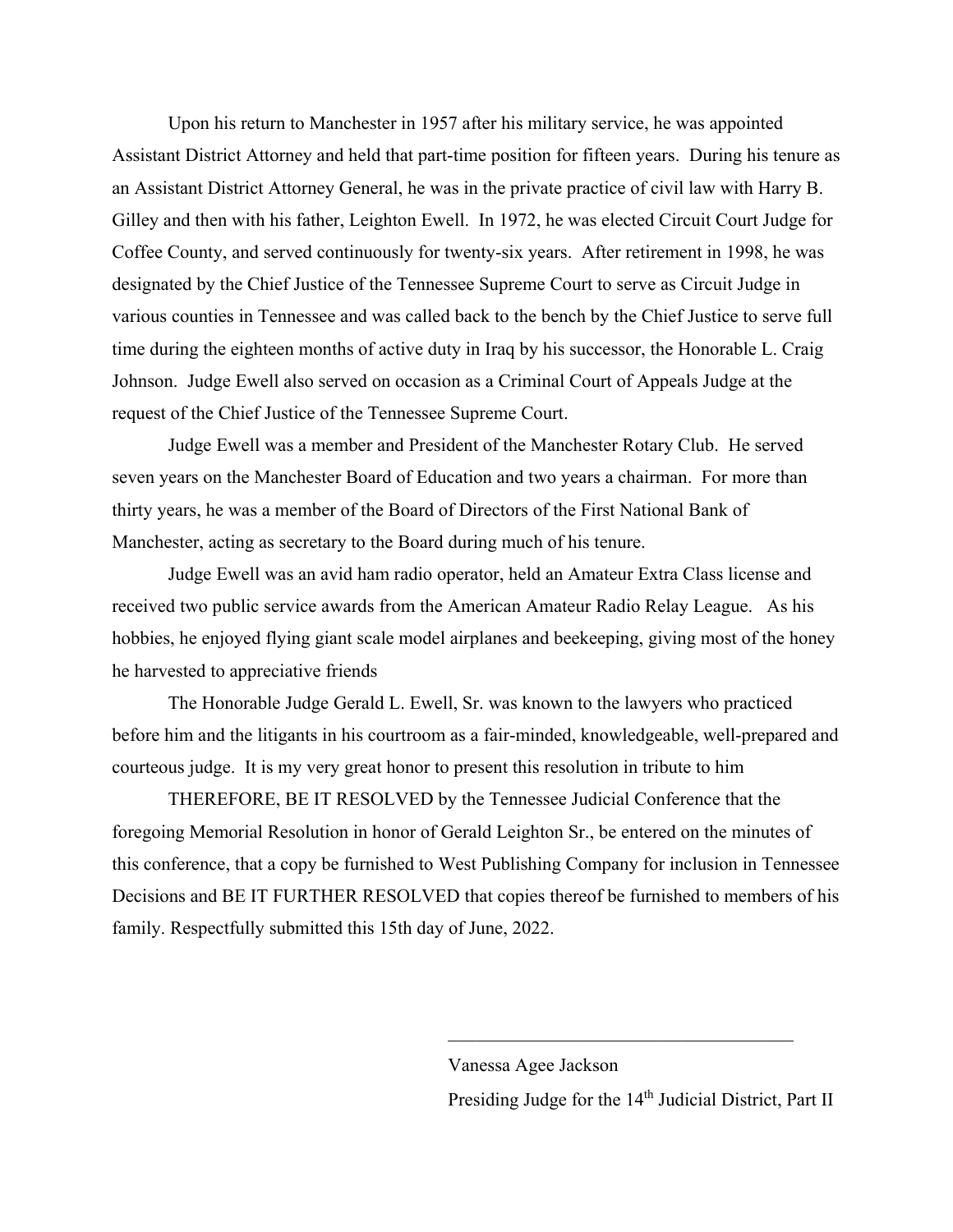Upon his return to Manchester in 1957 after his military service, he was appointed Assistant District Attorney and held that part-time position for fifteen years. During his tenure as an Assistant District Attorney General, he was in the private practice of civil law with Harry B. Gilley and then with his father, Leighton Ewell. In 1972, he was elected Circuit Court Judge for Coffee County, and served continuously for twenty-six years. After retirement in 1998, he was designated by the Chief Justice of the Tennessee Supreme Court to serve as Circuit Judge in various counties in Tennessee and was called back to the bench by the Chief Justice to serve full time during the eighteen months of active duty in Iraq by his successor, the Honorable L. Craig Johnson. Judge Ewell also served on occasion as a Criminal Court of Appeals Judge at the request of the Chief Justice of the Tennessee Supreme Court.

Judge Ewell was a member and President of the Manchester Rotary Club. He served seven years on the Manchester Board of Education and two years a chairman. For more than thirty years, he was a member of the Board of Directors of the First National Bank of Manchester, acting as secretary to the Board during much of his tenure.

Judge Ewell was an avid ham radio operator, held an Amateur Extra Class license and received two public service awards from the American Amateur Radio Relay League. As his hobbies, he enjoyed flying giant scale model airplanes and beekeeping, giving most of the honey he harvested to appreciative friends

The Honorable Judge Gerald L. Ewell, Sr. was known to the lawyers who practiced before him and the litigants in his courtroom as a fair-minded, knowledgeable, well-prepared and courteous judge. It is my very great honor to present this resolution in tribute to him

THEREFORE, BE IT RESOLVED by the Tennessee Judicial Conference that the foregoing Memorial Resolution in honor of Gerald Leighton Sr., be entered on the minutes of this conference, that a copy be furnished to West Publishing Company for inclusion in Tennessee Decisions and BE IT FURTHER RESOLVED that copies thereof be furnished to members of his family. Respectfully submitted this 15th day of June, 2022.

\_\_\_\_\_\_\_\_\_\_\_\_\_\_\_\_\_\_\_\_\_\_\_\_\_\_\_\_\_\_\_\_\_\_\_\_\_\_\_\_

Vanessa Agee Jackson

Presiding Judge for the 14th Judicial District, Part II